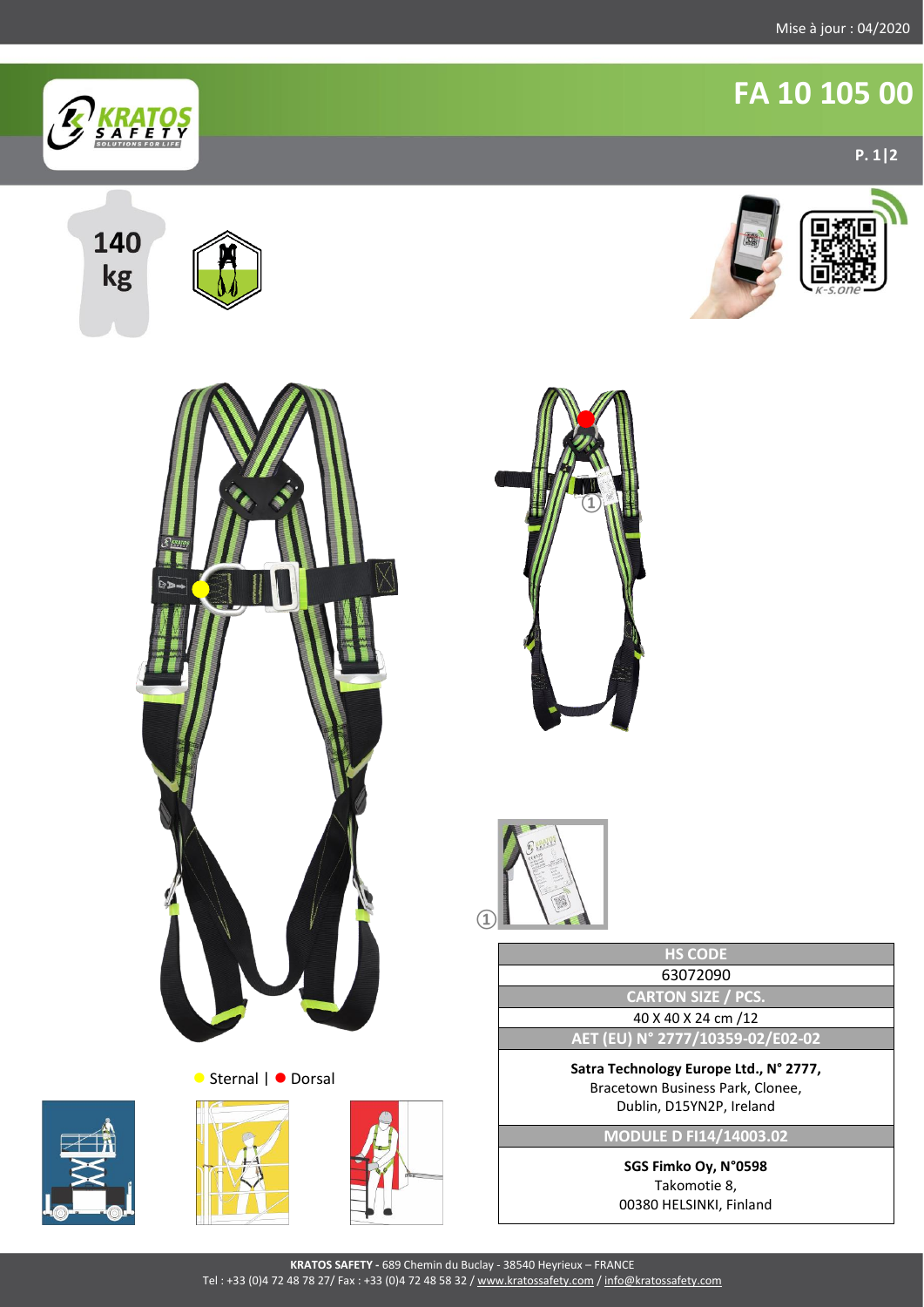# FA 10 105 00

140 kg

① 

● Sternal | ● Dorsal

| HS CODE |
|---|
| 63072090 |
| **CARTON SIZE / PCS.** |
| 40 X 40 X 24 cm /12 |
| **AET (EU) N° 2777/10359-02/E02-02** |
| **Satra Technology Europe Ltd., N° 2777,** Bracetown Business Park, Clonee, Dublin, D15YN2P, Ireland |
| **MODULE D FI14/14003.02** |
| **SGS Fimko Oy, N°0598** Takomotie 8, 00380 HELSINKI, Finland |

**KRATOS SAFETY -** 689 Chemin du Buclay - 38540 Heyrieux – FRANCE
Tel : +33 (0)4 72 48 78 27/ Fax : +33 (0)4 72 48 58 32 / www.kratossafety.com / info@kratossafety.com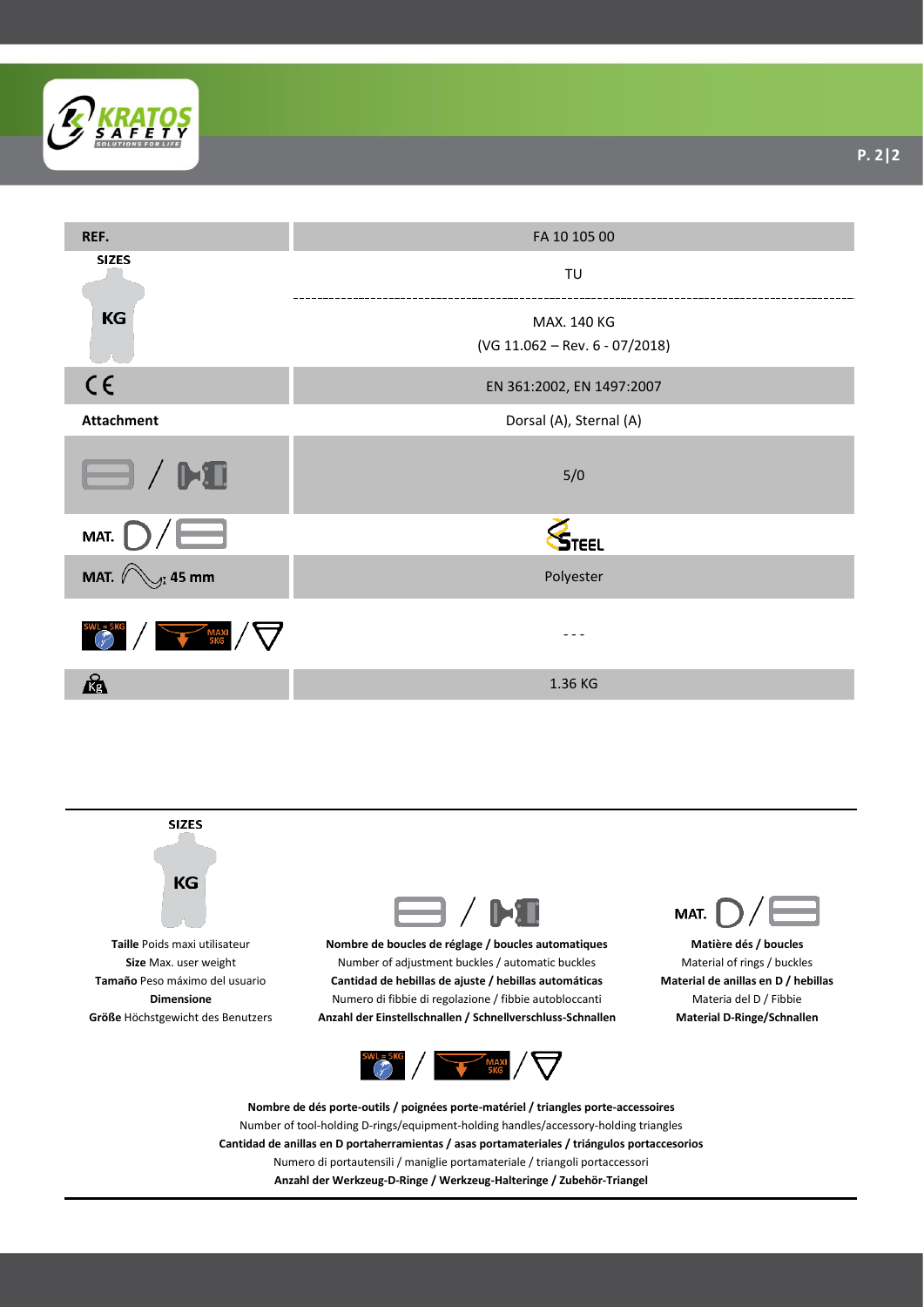| REF. | FA 10 105 00 |
|---|---|
| SIZES | TU |
| KG | MAX. 140 KG (VG 11.062 – Rev. 6 - 07/2018) |
| CE | EN 361:2002, EN 1497:2007 |
| Attachment | Dorsal (A), Sternal (A) |
| / | 5/0 |
| MAT. / | STEEL |
| MAT. : 45 mm | Polyester |
| SWL = 5KG / MAXI 5KG / | - - - |
| Kg | 1.36 KG |

SIZES

KG

**Taille** Poids maxi utilisateur
**Size** Max. user weight
**Tamaño** Peso máximo del usuario
**Dimensione**
**Größe** Höchstgewicht des Benutzers

**Nombre de boucles de réglage / boucles automatiques**
Number of adjustment buckles / automatic buckles
**Cantidad de hebillas de ajuste / hebillas automáticas**
Numero di fibbie di regolazione / fibbie autobloccanti
**Anzahl der Einstellschnallen / Schnellverschluss-Schnallen**

MAT.

**Matière dés / boucles**
Material of rings / buckles
**Material de anillas en D / hebillas**
Materia del D / Fibbie
**Material D-Ringe/Schnallen**

SWL = 5KG / MAXI 5KG

**Nombre de dés porte-outils / poignées porte-matériel / triangles porte-accessoires**
Number of tool-holding D-rings/equipment-holding handles/accessory-holding triangles
**Cantidad de anillas en D portaherramientas / asas portamateriales / triángulos portaccesorios**
Numero di portautensili / maniglie portamateriale / triangoli portaccessori
**Anzahl der Werkzeug-D-Ringe / Werkzeug-Halteringe / Zubehör-Triangel**